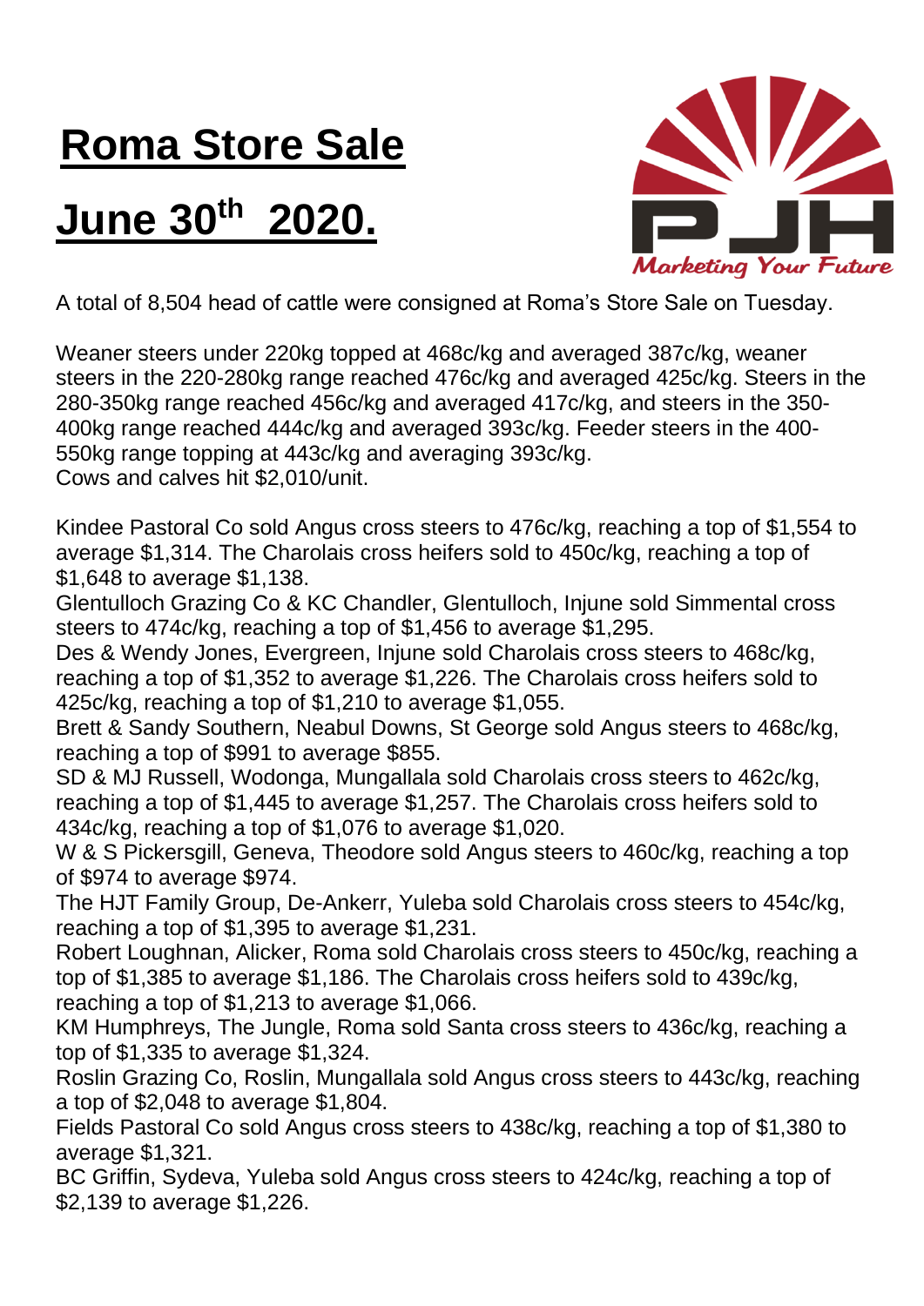# Roma Store Sale

# June 30th 2020.

A total of 8,504 head of cattle were consigned at Roma's Store Sale on Tuesday.

Weaner steers under 220kg topped at 468c/kg and averaged 387c/kg, weaner steers in the 220-280kg range reached 476c/kg and averaged 425c/kg. Steers in the 280-350kg range reached 456c/kg and averaged 417c/kg, and steers in the 350-400kg range reached 444c/kg and averaged 393c/kg. Feeder steers in the 400-550kg range topping at 443c/kg and averaging 393c/kg.
Cows and calves hit $2,010/unit.

Kindee Pastoral Co sold Angus cross steers to 476c/kg, reaching a top of $1,554 to average $1,314. The Charolais cross heifers sold to 450c/kg, reaching a top of $1,648 to average $1,138.
Glentulloch Grazing Co & KC Chandler, Glentulloch, Injune sold Simmental cross steers to 474c/kg, reaching a top of $1,456 to average $1,295.
Des & Wendy Jones, Evergreen, Injune sold Charolais cross steers to 468c/kg, reaching a top of $1,352 to average $1,226. The Charolais cross heifers sold to 425c/kg, reaching a top of $1,210 to average $1,055.
Brett & Sandy Southern, Neabul Downs, St George sold Angus steers to 468c/kg, reaching a top of $991 to average $855.
SD & MJ Russell, Wodonga, Mungallala sold Charolais cross steers to 462c/kg, reaching a top of $1,445 to average $1,257. The Charolais cross heifers sold to 434c/kg, reaching a top of $1,076 to average $1,020.
W & S Pickersgill, Geneva, Theodore sold Angus steers to 460c/kg, reaching a top of $974 to average $974.
The HJT Family Group, De-Ankerr, Yuleba sold Charolais cross steers to 454c/kg, reaching a top of $1,395 to average $1,231.
Robert Loughnan, Alicker, Roma sold Charolais cross steers to 450c/kg, reaching a top of $1,385 to average $1,186. The Charolais cross heifers sold to 439c/kg, reaching a top of $1,213 to average $1,066.
KM Humphreys, The Jungle, Roma sold Santa cross steers to 436c/kg, reaching a top of $1,335 to average $1,324.
Roslin Grazing Co, Roslin, Mungallala sold Angus cross steers to 443c/kg, reaching a top of $2,048 to average $1,804.
Fields Pastoral Co sold Angus cross steers to 438c/kg, reaching a top of $1,380 to average $1,321.
BC Griffin, Sydeva, Yuleba sold Angus cross steers to 424c/kg, reaching a top of $2,139 to average $1,226.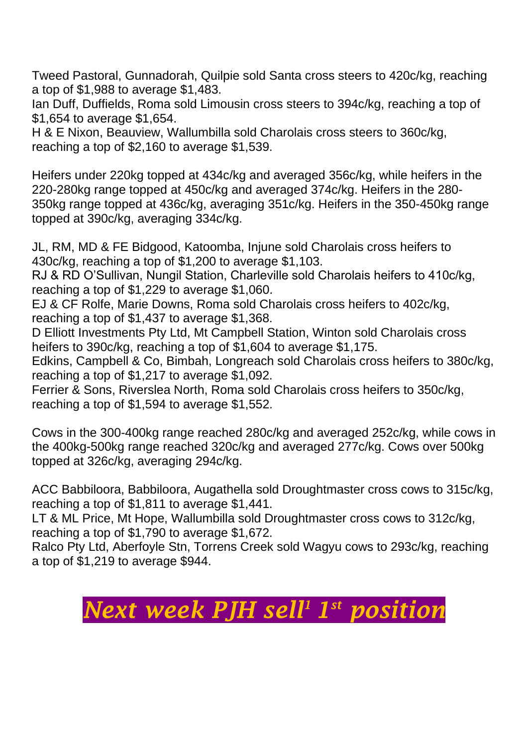Tweed Pastoral, Gunnadorah, Quilpie sold Santa cross steers to 420c/kg, reaching a top of $1,988 to average $1,483.
Ian Duff, Duffields, Roma sold Limousin cross steers to 394c/kg, reaching a top of $1,654 to average $1,654.
H & E Nixon, Beauview, Wallumbilla sold Charolais cross steers to 360c/kg, reaching a top of $2,160 to average $1,539.

Heifers under 220kg topped at 434c/kg and averaged 356c/kg, while heifers in the 220-280kg range topped at 450c/kg and averaged 374c/kg. Heifers in the 280-350kg range topped at 436c/kg, averaging 351c/kg. Heifers in the 350-450kg range topped at 390c/kg, averaging 334c/kg.

JL, RM, MD & FE Bidgood, Katoomba, Injune sold Charolais cross heifers to 430c/kg, reaching a top of $1,200 to average $1,103.
RJ & RD O'Sullivan, Nungil Station, Charleville sold Charolais heifers to 410c/kg, reaching a top of $1,229 to average $1,060.
EJ & CF Rolfe, Marie Downs, Roma sold Charolais cross heifers to 402c/kg, reaching a top of $1,437 to average $1,368.
D Elliott Investments Pty Ltd, Mt Campbell Station, Winton sold Charolais cross heifers to 390c/kg, reaching a top of $1,604 to average $1,175.
Edkins, Campbell & Co, Bimbah, Longreach sold Charolais cross heifers to 380c/kg, reaching a top of $1,217 to average $1,092.
Ferrier & Sons, Riverslea North, Roma sold Charolais cross heifers to 350c/kg, reaching a top of $1,594 to average $1,552.

Cows in the 300-400kg range reached 280c/kg and averaged 252c/kg, while cows in the 400kg-500kg range reached 320c/kg and averaged 277c/kg. Cows over 500kg topped at 326c/kg, averaging 294c/kg.

ACC Babbiloora, Babbiloora, Augathella sold Droughtmaster cross cows to 315c/kg, reaching a top of $1,811 to average $1,441.
LT & ML Price, Mt Hope, Wallumbilla sold Droughtmaster cross cows to 312c/kg, reaching a top of $1,790 to average $1,672.
Ralco Pty Ltd, Aberfoyle Stn, Torrens Creek sold Wagyu cows to 293c/kg, reaching a top of $1,219 to average $944.

## ***Next week PJH sell[1] 1st position***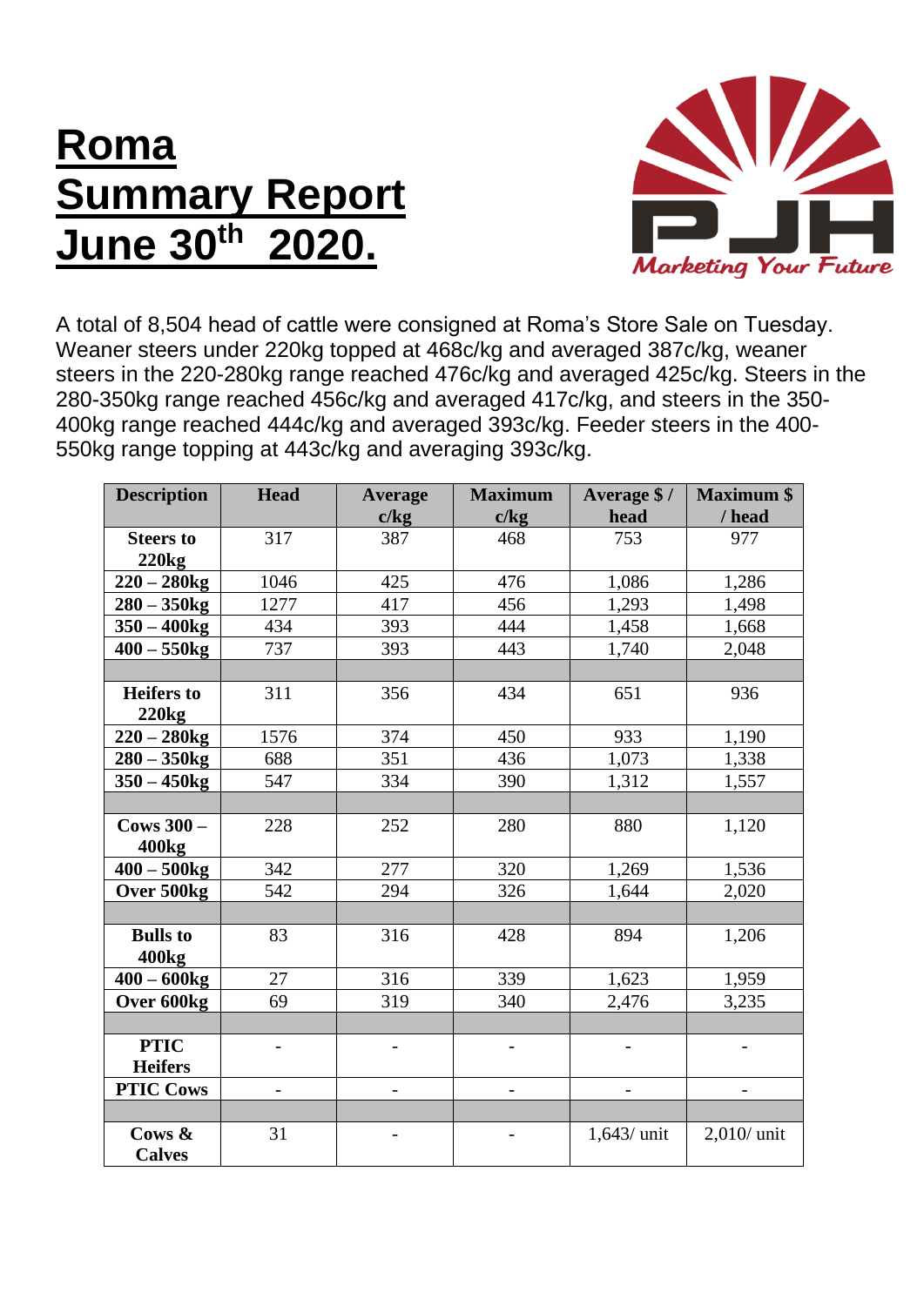# Roma Summary Report June 30th 2020.

PJH Marketing Your Future

A total of 8,504 head of cattle were consigned at Roma's Store Sale on Tuesday. Weaner steers under 220kg topped at 468c/kg and averaged 387c/kg, weaner steers in the 220-280kg range reached 476c/kg and averaged 425c/kg. Steers in the 280-350kg range reached 456c/kg and averaged 417c/kg, and steers in the 350-400kg range reached 444c/kg and averaged 393c/kg. Feeder steers in the 400-550kg range topping at 443c/kg and averaging 393c/kg.

| Description | Head | Average c/kg | Maximum c/kg | Average $ / head | Maximum $ / head |
|---|---|---|---|---|---|
| **Steers to 220kg** | 317 | 387 | 468 | 753 | 977 |
| **220 – 280kg** | 1046 | 425 | 476 | 1,086 | 1,286 |
| **280 – 350kg** | 1277 | 417 | 456 | 1,293 | 1,498 |
| **350 – 400kg** | 434 | 393 | 444 | 1,458 | 1,668 |
| **400 – 550kg** | 737 | 393 | 443 | 1,740 | 2,048 |
| | | | | | |
| **Heifers to 220kg** | 311 | 356 | 434 | 651 | 936 |
| **220 – 280kg** | 1576 | 374 | 450 | 933 | 1,190 |
| **280 – 350kg** | 688 | 351 | 436 | 1,073 | 1,338 |
| **350 – 450kg** | 547 | 334 | 390 | 1,312 | 1,557 |
| | | | | | |
| **Cows 300 – 400kg** | 228 | 252 | 280 | 880 | 1,120 |
| **400 – 500kg** | 342 | 277 | 320 | 1,269 | 1,536 |
| **Over 500kg** | 542 | 294 | 326 | 1,644 | 2,020 |
| | | | | | |
| **Bulls to 400kg** | 83 | 316 | 428 | 894 | 1,206 |
| **400 – 600kg** | 27 | 316 | 339 | 1,623 | 1,959 |
| **Over 600kg** | 69 | 319 | 340 | 2,476 | 3,235 |
| | | | | | |
| **PTIC Heifers** | - | - | - | - | - |
| **PTIC Cows** | - | - | - | - | - |
| | | | | | |
| **Cows & Calves** | 31 | - | - | 1,643/ unit | 2,010/ unit |